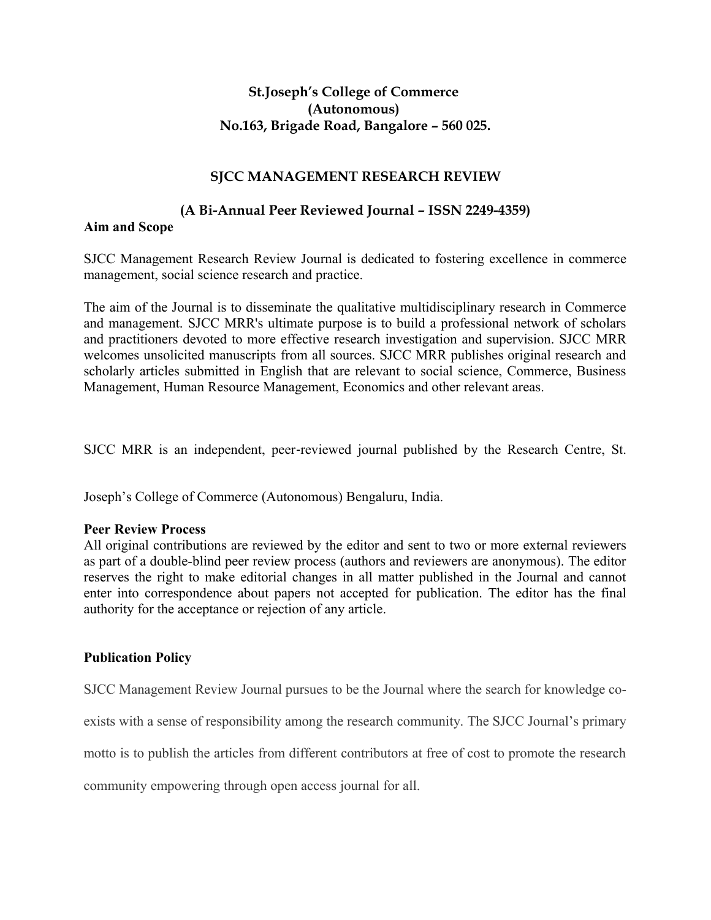**St.Joseph's College of Commerce**
**(Autonomous)**
**No.163, Brigade Road, Bangalore – 560 025.**

# SJCC MANAGEMENT RESEARCH REVIEW

**(A Bi-Annual Peer Reviewed Journal – ISSN 2249-4359)**

## Aim and Scope

SJCC Management Research Review Journal is dedicated to fostering excellence in commerce management, social science research and practice.

The aim of the Journal is to disseminate the qualitative multidisciplinary research in Commerce and management. SJCC MRR's ultimate purpose is to build a professional network of scholars and practitioners devoted to more effective research investigation and supervision. SJCC MRR welcomes unsolicited manuscripts from all sources. SJCC MRR publishes original research and scholarly articles submitted in English that are relevant to social science, Commerce, Business Management, Human Resource Management, Economics and other relevant areas.

SJCC MRR is an independent, peer-reviewed journal published by the Research Centre, St. Joseph's College of Commerce (Autonomous) Bengaluru, India.

## Peer Review Process

All original contributions are reviewed by the editor and sent to two or more external reviewers as part of a double-blind peer review process (authors and reviewers are anonymous). The editor reserves the right to make editorial changes in all matter published in the Journal and cannot enter into correspondence about papers not accepted for publication. The editor has the final authority for the acceptance or rejection of any article.

## Publication Policy

SJCC Management Review Journal pursues to be the Journal where the search for knowledge co-exists with a sense of responsibility among the research community. The SJCC Journal's primary motto is to publish the articles from different contributors at free of cost to promote the research community empowering through open access journal for all.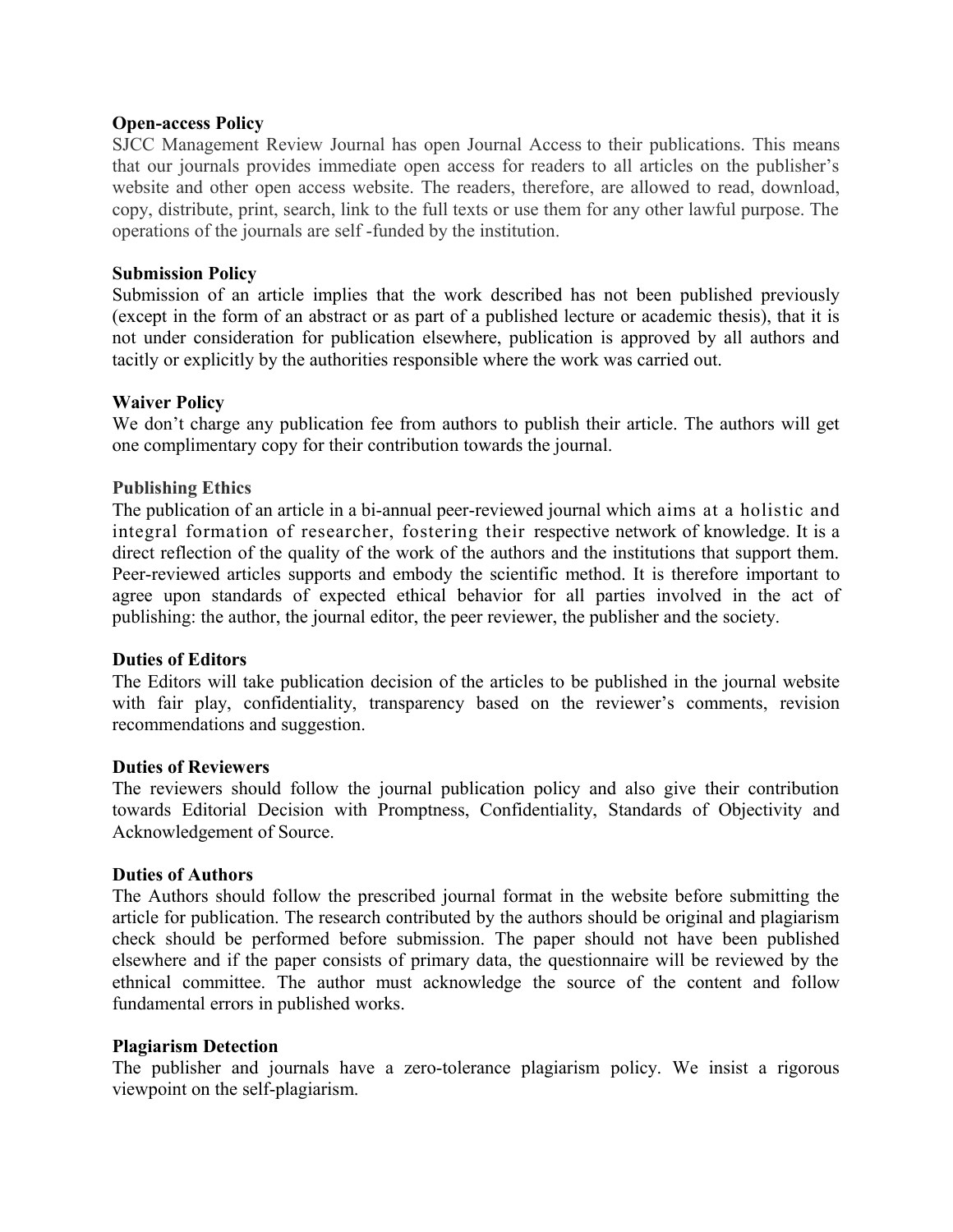**Open-access Policy**

SJCC Management Review Journal has open Journal Access to their publications. This means that our journals provides immediate open access for readers to all articles on the publisher's website and other open access website. The readers, therefore, are allowed to read, download, copy, distribute, print, search, link to the full texts or use them for any other lawful purpose. The operations of the journals are self -funded by the institution.

**Submission Policy**

Submission of an article implies that the work described has not been published previously (except in the form of an abstract or as part of a published lecture or academic thesis), that it is not under consideration for publication elsewhere, publication is approved by all authors and tacitly or explicitly by the authorities responsible where the work was carried out.

**Waiver Policy**

We don't charge any publication fee from authors to publish their article. The authors will get one complimentary copy for their contribution towards the journal.

**Publishing Ethics**

The publication of an article in a bi-annual peer-reviewed journal which aims at a holistic and integral formation of researcher, fostering their respective network of knowledge. It is a direct reflection of the quality of the work of the authors and the institutions that support them. Peer-reviewed articles supports and embody the scientific method. It is therefore important to agree upon standards of expected ethical behavior for all parties involved in the act of publishing: the author, the journal editor, the peer reviewer, the publisher and the society.

**Duties of Editors**

The Editors will take publication decision of the articles to be published in the journal website with fair play, confidentiality, transparency based on the reviewer's comments, revision recommendations and suggestion.

**Duties of Reviewers**

The reviewers should follow the journal publication policy and also give their contribution towards Editorial Decision with Promptness, Confidentiality, Standards of Objectivity and Acknowledgement of Source.

**Duties of Authors**

The Authors should follow the prescribed journal format in the website before submitting the article for publication. The research contributed by the authors should be original and plagiarism check should be performed before submission. The paper should not have been published elsewhere and if the paper consists of primary data, the questionnaire will be reviewed by the ethnical committee. The author must acknowledge the source of the content and follow fundamental errors in published works.

**Plagiarism Detection**

The publisher and journals have a zero-tolerance plagiarism policy. We insist a rigorous viewpoint on the self-plagiarism.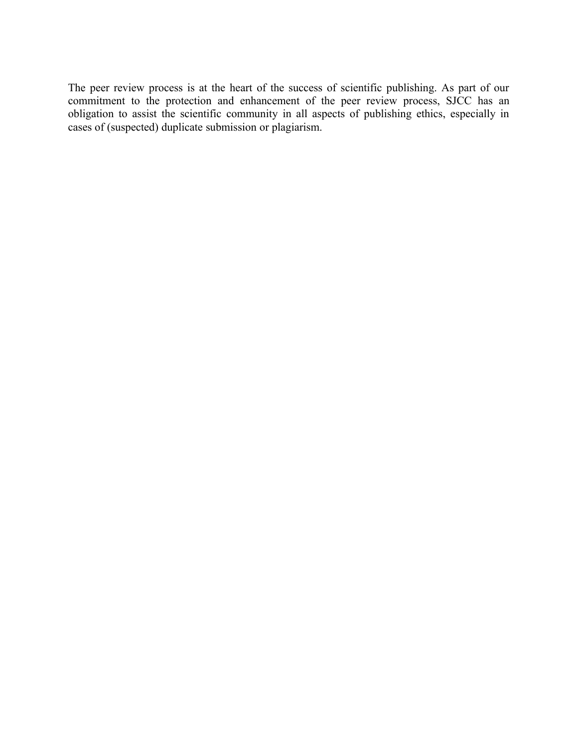The peer review process is at the heart of the success of scientific publishing. As part of our commitment to the protection and enhancement of the peer review process, SJCC has an obligation to assist the scientific community in all aspects of publishing ethics, especially in cases of (suspected) duplicate submission or plagiarism.